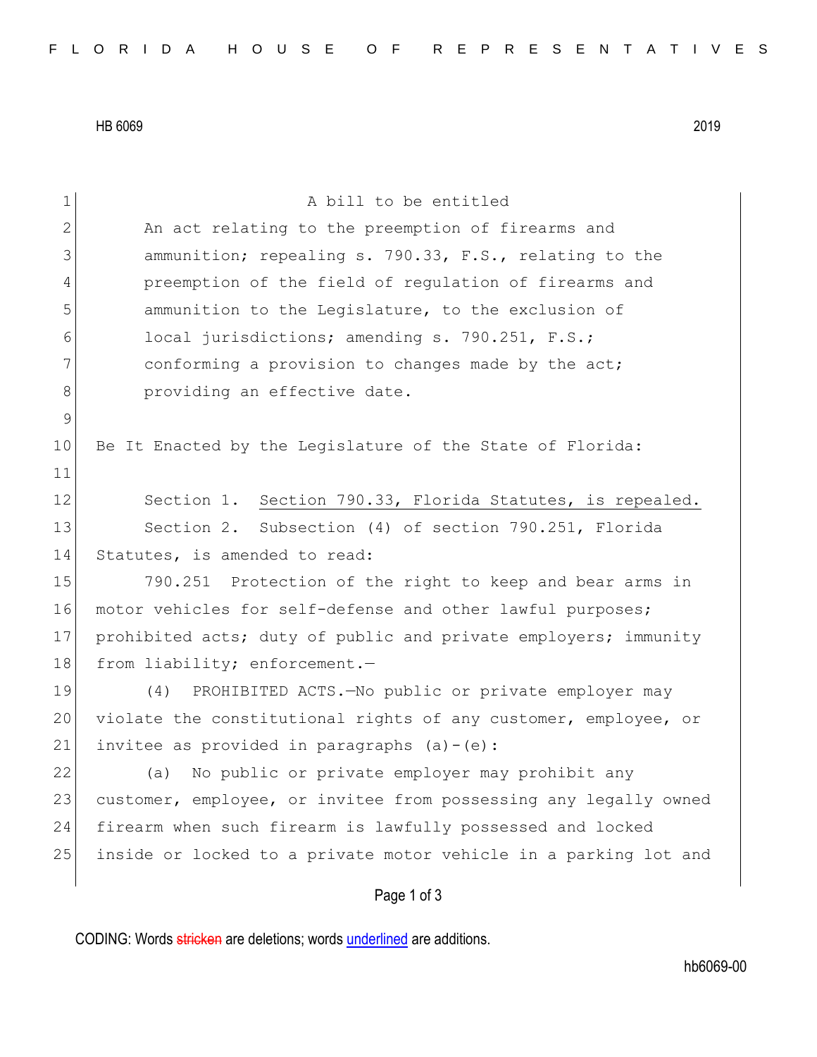HB 6069 2019

A bill to be entitled

An act relating to the preemption of firearms and ammunition; repealing s. 790.33, F.S., relating to the preemption of the field of regulation of firearms and ammunition to the Legislature, to the exclusion of local jurisdictions; amending s. 790.251, F.S.; conforming a provision to changes made by the act; providing an effective date.

Be It Enacted by the Legislature of the State of Florida:

Section 1. Section 790.33, Florida Statutes, is repealed.

Section 2. Subsection (4) of section 790.251, Florida Statutes, is amended to read:

790.251 Protection of the right to keep and bear arms in motor vehicles for self-defense and other lawful purposes; prohibited acts; duty of public and private employers; immunity from liability; enforcement.—

(4) PROHIBITED ACTS.—No public or private employer may violate the constitutional rights of any customer, employee, or invitee as provided in paragraphs (a)-(e):

(a) No public or private employer may prohibit any customer, employee, or invitee from possessing any legally owned firearm when such firearm is lawfully possessed and locked inside or locked to a private motor vehicle in a parking lot and

CODING: Words stricken are deletions; words underlined are additions.

hb6069-00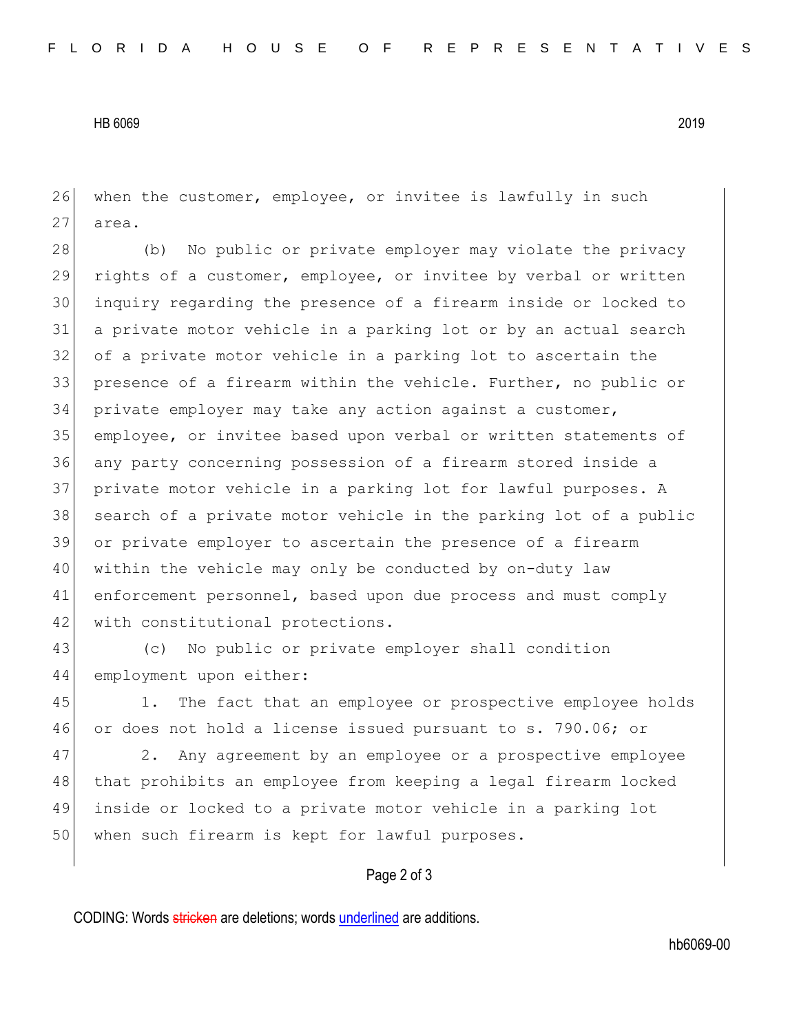when the customer, employee, or invitee is lawfully in such area.

(b) No public or private employer may violate the privacy rights of a customer, employee, or invitee by verbal or written inquiry regarding the presence of a firearm inside or locked to a private motor vehicle in a parking lot or by an actual search of a private motor vehicle in a parking lot to ascertain the presence of a firearm within the vehicle. Further, no public or private employer may take any action against a customer, employee, or invitee based upon verbal or written statements of any party concerning possession of a firearm stored inside a private motor vehicle in a parking lot for lawful purposes. A search of a private motor vehicle in the parking lot of a public or private employer to ascertain the presence of a firearm within the vehicle may only be conducted by on-duty law enforcement personnel, based upon due process and must comply with constitutional protections.

(c) No public or private employer shall condition employment upon either:

1. The fact that an employee or prospective employee holds or does not hold a license issued pursuant to s. 790.06; or

2. Any agreement by an employee or a prospective employee that prohibits an employee from keeping a legal firearm locked inside or locked to a private motor vehicle in a parking lot when such firearm is kept for lawful purposes.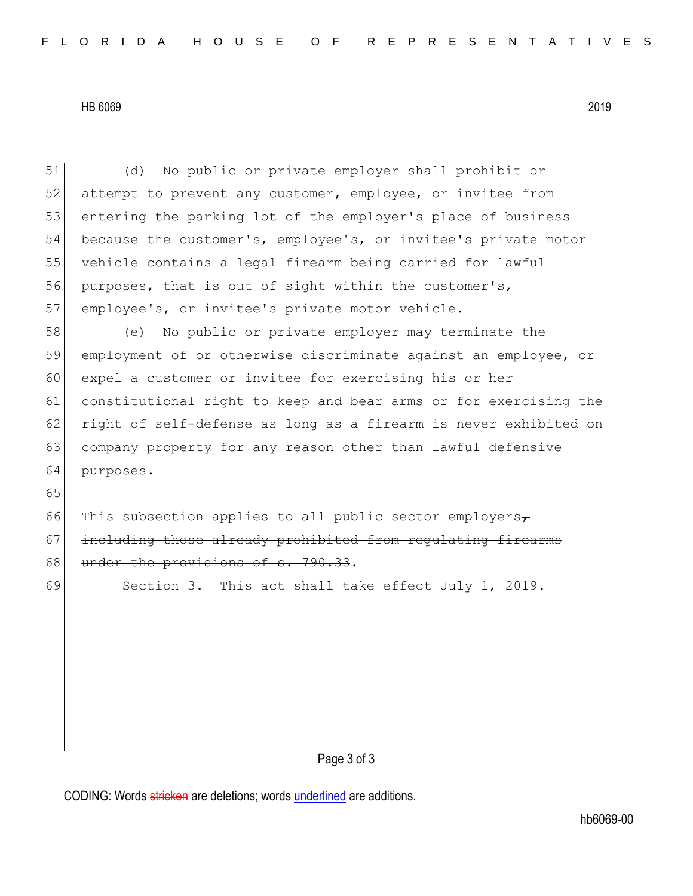51 (d) No public or private employer shall prohibit or
52 attempt to prevent any customer, employee, or invitee from
53 entering the parking lot of the employer's place of business
54 because the customer's, employee's, or invitee's private motor
55 vehicle contains a legal firearm being carried for lawful
56 purposes, that is out of sight within the customer's,
57 employee's, or invitee's private motor vehicle.

58 (e) No public or private employer may terminate the
59 employment of or otherwise discriminate against an employee, or
60 expel a customer or invitee for exercising his or her
61 constitutional right to keep and bear arms or for exercising the
62 right of self-defense as long as a firearm is never exhibited on
63 company property for any reason other than lawful defensive
64 purposes.

65

66 This subsection applies to all public sector employers~~,~~
67 ~~including those already prohibited from regulating firearms~~
68 ~~under the provisions of s. 790.33~~.

69 Section 3. This act shall take effect July 1, 2019.

CODING: Words ~~stricken~~ are deletions; words underlined are additions.